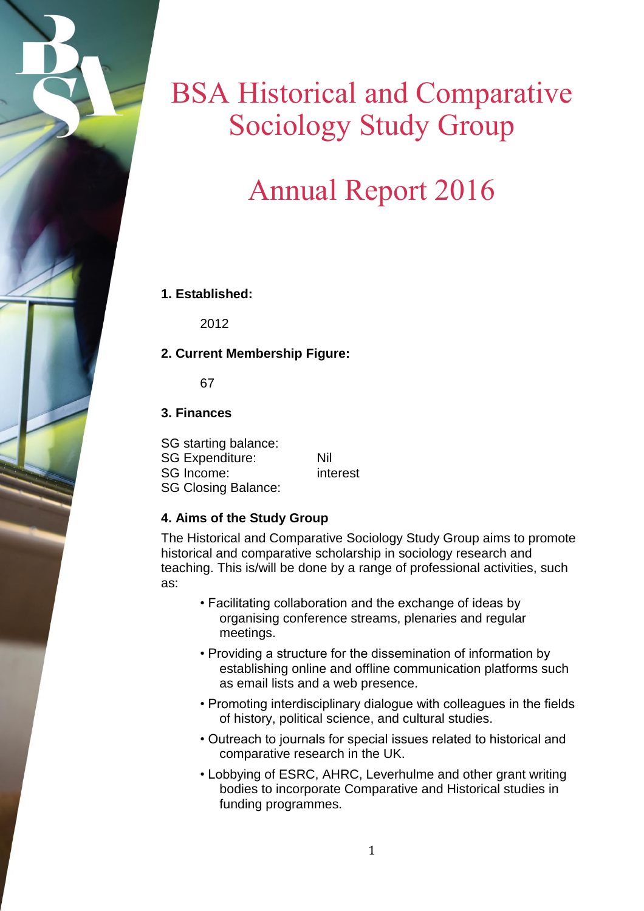# BSA Historical and Comparative Sociology Study Group

# Annual Report 2016

**1. Established:**

2012

**2. Current Membership Figure:**

67

**3. Finances**

| | |
|---|---|
| SG starting balance: | |
| SG Expenditure: | Nil |
| SG Income: | interest |
| SG Closing Balance: | |

**4. Aims of the Study Group**

The Historical and Comparative Sociology Study Group aims to promote historical and comparative scholarship in sociology research and teaching. This is/will be done by a range of professional activities, such as:

- Facilitating collaboration and the exchange of ideas by organising conference streams, plenaries and regular meetings.
- Providing a structure for the dissemination of information by establishing online and offline communication platforms such as email lists and a web presence.
- Promoting interdisciplinary dialogue with colleagues in the fields of history, political science, and cultural studies.
- Outreach to journals for special issues related to historical and comparative research in the UK.
- Lobbying of ESRC, AHRC, Leverhulme and other grant writing bodies to incorporate Comparative and Historical studies in funding programmes.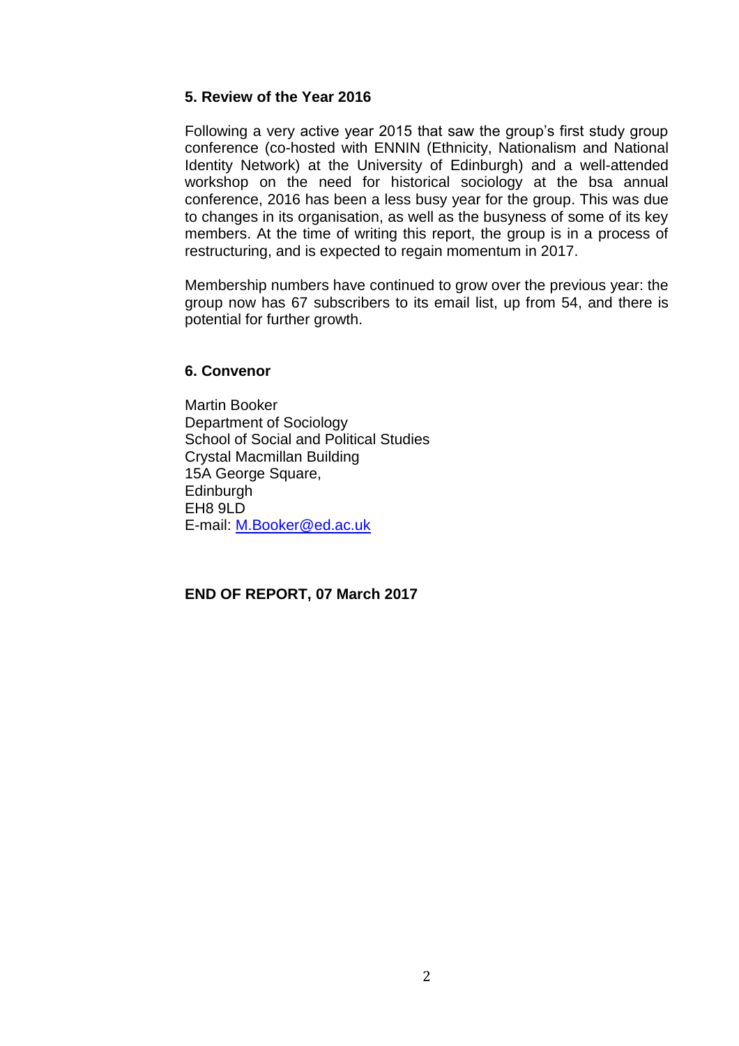## 5. Review of the Year 2016

Following a very active year 2015 that saw the group's first study group conference (co-hosted with ENNIN (Ethnicity, Nationalism and National Identity Network) at the University of Edinburgh) and a well-attended workshop on the need for historical sociology at the bsa annual conference, 2016 has been a less busy year for the group. This was due to changes in its organisation, as well as the busyness of some of its key members. At the time of writing this report, the group is in a process of restructuring, and is expected to regain momentum in 2017.

Membership numbers have continued to grow over the previous year: the group now has 67 subscribers to its email list, up from 54, and there is potential for further growth.

## 6. Convenor

Martin Booker
Department of Sociology
School of Social and Political Studies
Crystal Macmillan Building
15A George Square,
Edinburgh
EH8 9LD
E-mail: M.Booker@ed.ac.uk

**END OF REPORT, 07 March 2017**